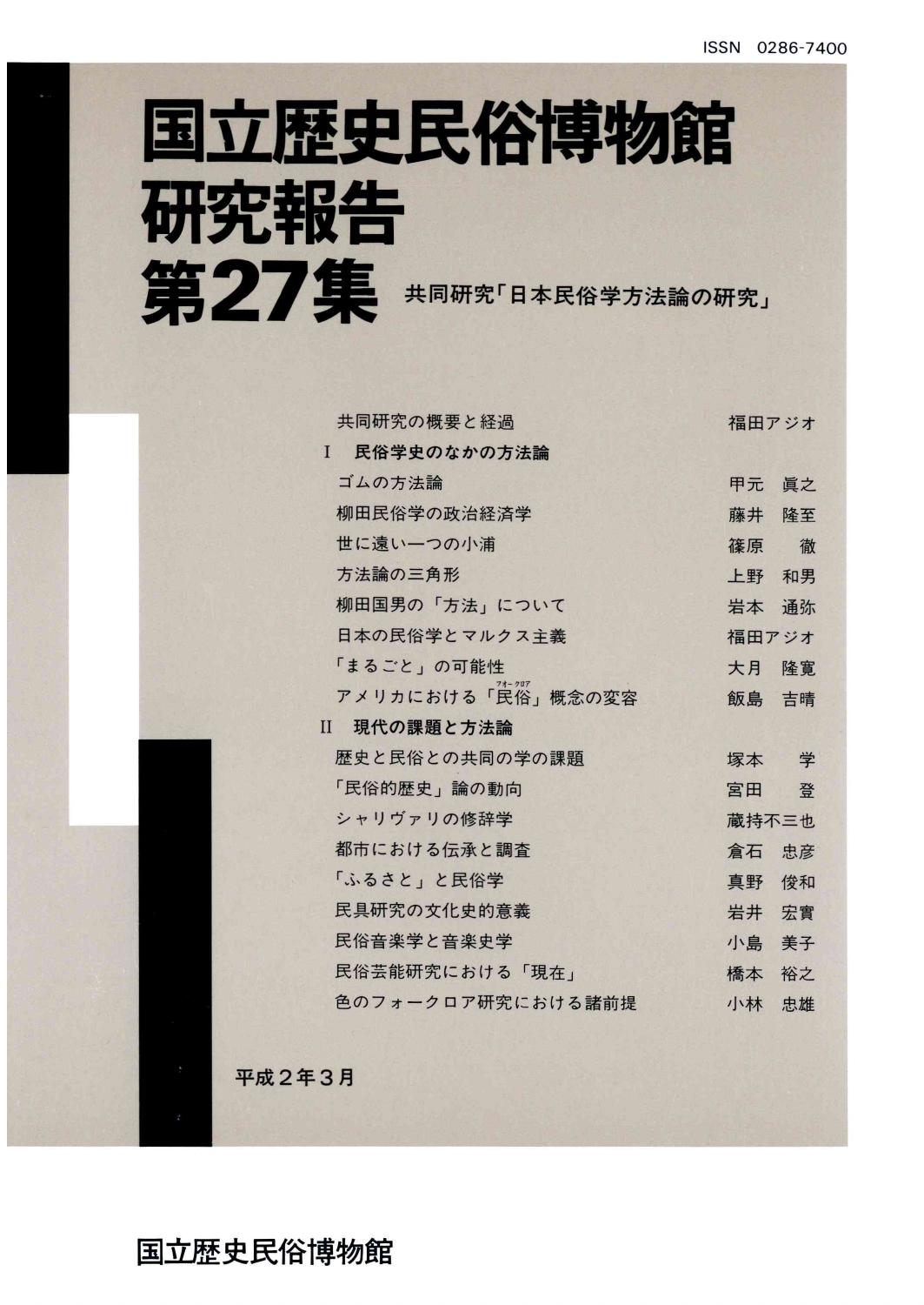ISSN 0286-7400

# 国立歴史民俗博物館研究報告 第27集

## 共同研究「日本民俗学方法論の研究」

共同研究の概要と経過　福田アジオ

**I　民俗学史のなかの方法論**

- ゴムの方法論　甲元 眞之
- 柳田民俗学の政治経済学　藤井 隆至
- 世に遠い一つの小浦　篠原 徹
- 方法論の三角形　上野 和男
- 柳田国男の「方法」について　岩本 通弥
- 日本の民俗学とマルクス主義　福田アジオ
- 「まるごと」の可能性　大月 隆寛
- アメリカにおける「民俗（フォークロア）」概念の変容　飯島 吉晴

**II　現代の課題と方法論**

- 歴史と民俗との共同の学の課題　塚本 学
- 「民俗的歴史」論の動向　宮田 登
- シャリヴァリの修辞学　蔵持不三也
- 都市における伝承と調査　倉石 忠彦
- 「ふるさと」と民俗学　真野 俊和
- 民具研究の文化史的意義　岩井 宏實
- 民俗音楽学と音楽史学　小島 美子
- 民俗芸能研究における「現在」　橋本 裕之
- 色のフォークロア研究における諸前提　小林 忠雄

平成2年3月

国立歴史民俗博物館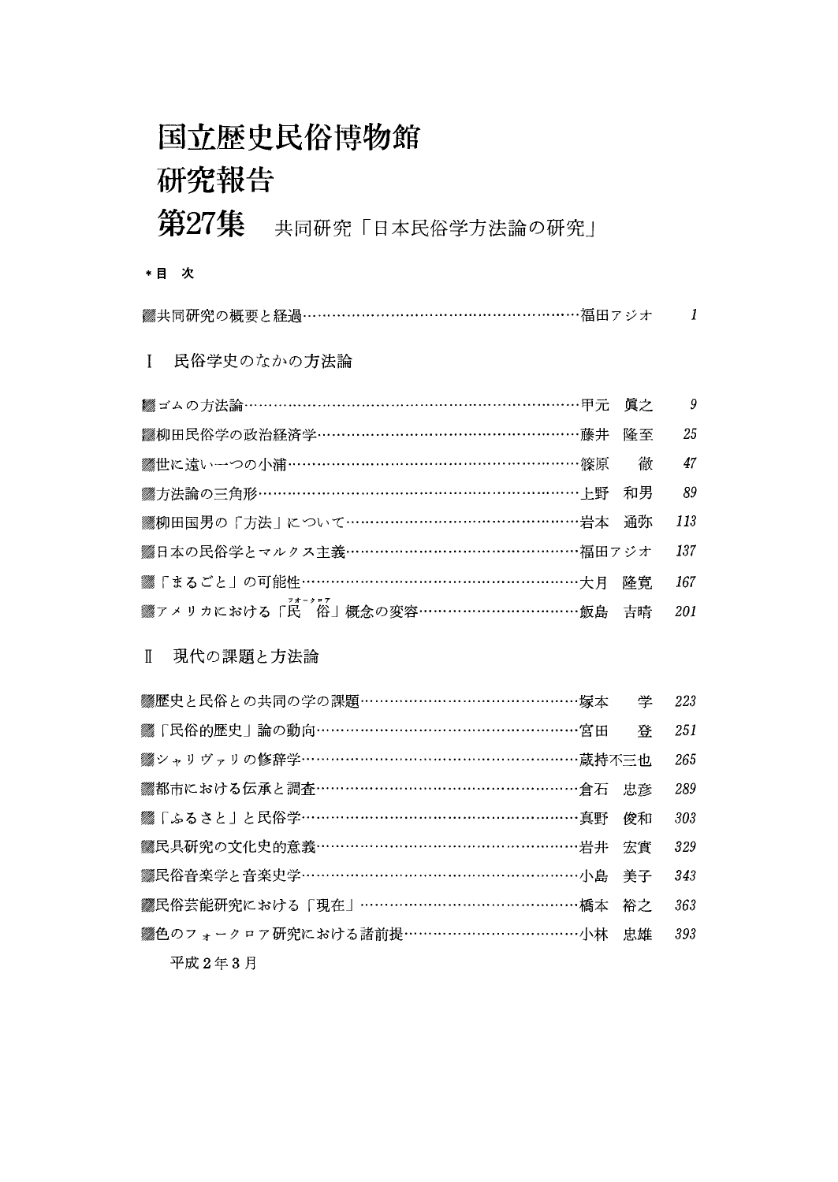# 国立歴史民俗博物館
# 研究報告
# 第27集　共同研究「日本民俗学方法論の研究」

**＊目　次**

共同研究の概要と経過……………………………………………………福田アジオ　1

## Ⅰ　民俗学史のなかの方法論

ゴムの方法論…………………………………………………………………甲元　眞之　9

柳田民俗学の政治経済学……………………………………………………藤井　隆至　25

世に遠い一つの小浦…………………………………………………………篠原　徹　47

方法論の三角形………………………………………………………………上野　和男　89

柳田国男の「方法」について………………………………………………岩本　通弥　113

日本の民俗学とマルクス主義………………………………………………福田アジオ　137

「まるごと」の可能性………………………………………………………大月　隆寛　167

アメリカにおける「民俗（フォークロア）」概念の変容……………………………飯島　吉晴　201

## Ⅱ　現代の課題と方法論

歴史と民俗との共同の学の課題……………………………………………塚本　学　223

「民俗的歴史」論の動向……………………………………………………宮田　登　251

シャリヴァリの修辞学………………………………………………………蔵持不三也　265

都市における伝承と調査……………………………………………………倉石　忠彦　289

「ふるさと」と民俗学………………………………………………………真野　俊和　303

民具研究の文化史的意義……………………………………………………岩井　宏實　329

民俗音楽学と音楽史学………………………………………………………小島　美子　343

民俗芸能研究における「現在」……………………………………………橋本　裕之　363

色のフォークロア研究における諸前提……………………………………小林　忠雄　393

平成２年３月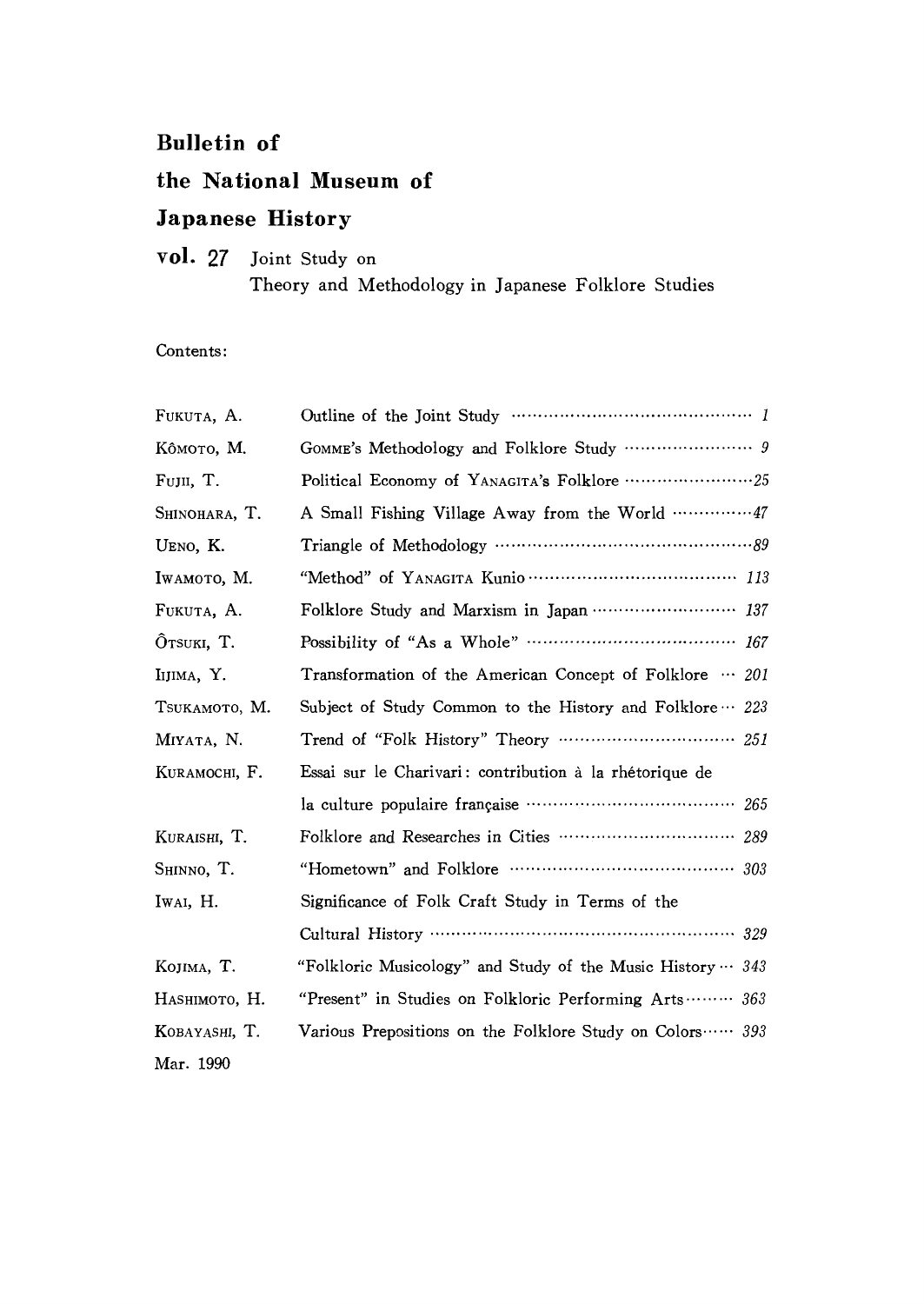# Bulletin of the National Museum of Japanese History

**vol. 27** Joint Study on Theory and Methodology in Japanese Folklore Studies

Contents:

| | | |
|---|---|---|
| FUKUTA, A. | Outline of the Joint Study | *1* |
| KÔMOTO, M. | GOMME's Methodology and Folklore Study | *9* |
| FUJII, T. | Political Economy of YANAGITA's Folklore | *25* |
| SHINOHARA, T. | A Small Fishing Village Away from the World | *47* |
| UENO, K. | Triangle of Methodology | *89* |
| IWAMOTO, M. | "Method" of YANAGITA Kunio | *113* |
| FUKUTA, A. | Folklore Study and Marxism in Japan | *137* |
| ÔTSUKI, T. | Possibility of "As a Whole" | *167* |
| IIJIMA, Y. | Transformation of the American Concept of Folklore | *201* |
| TSUKAMOTO, M. | Subject of Study Common to the History and Folklore | *223* |
| MIYATA, N. | Trend of "Folk History" Theory | *251* |
| KURAMOCHI, F. | Essai sur le Charivari: contribution à la rhétorique de la culture populaire française | *265* |
| KURAISHI, T. | Folklore and Researches in Cities | *289* |
| SHINNO, T. | "Hometown" and Folklore | *303* |
| IWAI, H. | Significance of Folk Craft Study in Terms of the Cultural History | *329* |
| KOJIMA, T. | "Folkloric Musicology" and Study of the Music History | *343* |
| HASHIMOTO, H. | "Present" in Studies on Folkloric Performing Arts | *363* |
| KOBAYASHI, T. | Various Prepositions on the Folklore Study on Colors | *393* |

Mar. 1990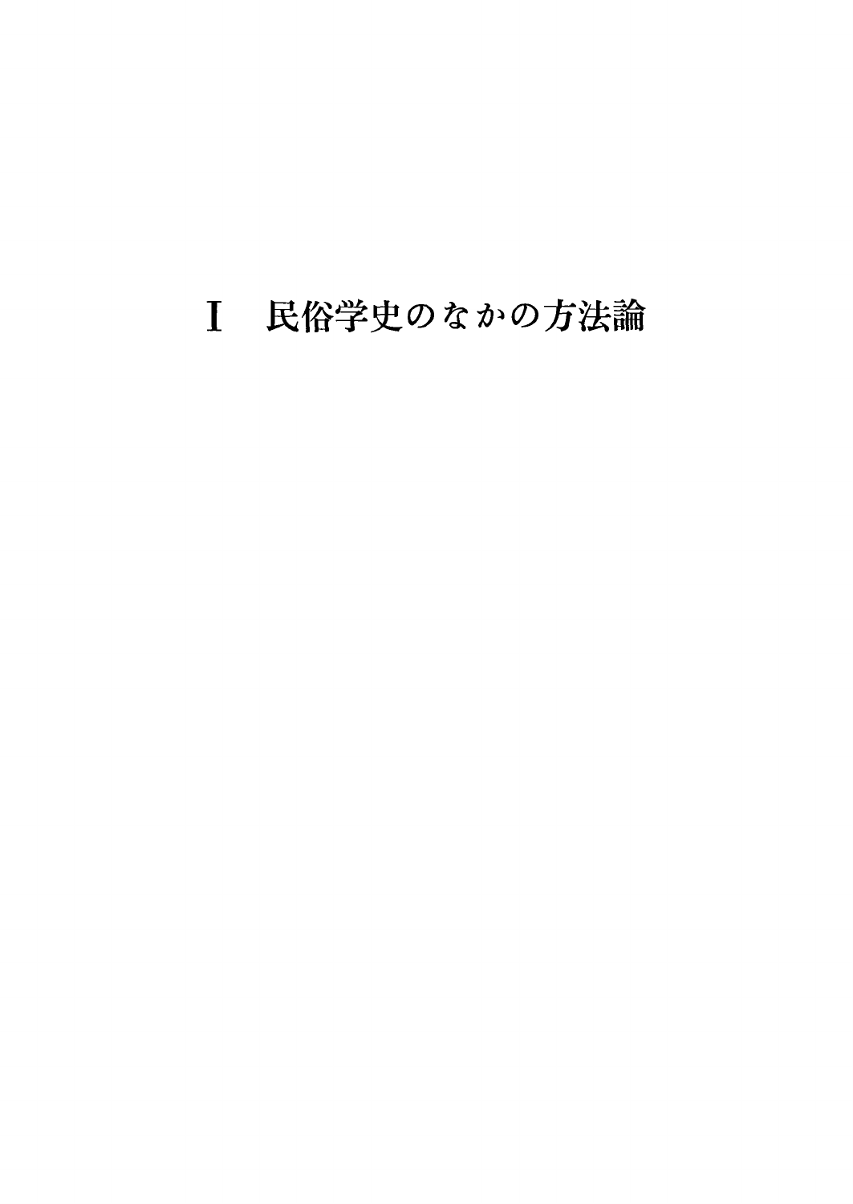# Ⅰ　民俗学史のなかの方法論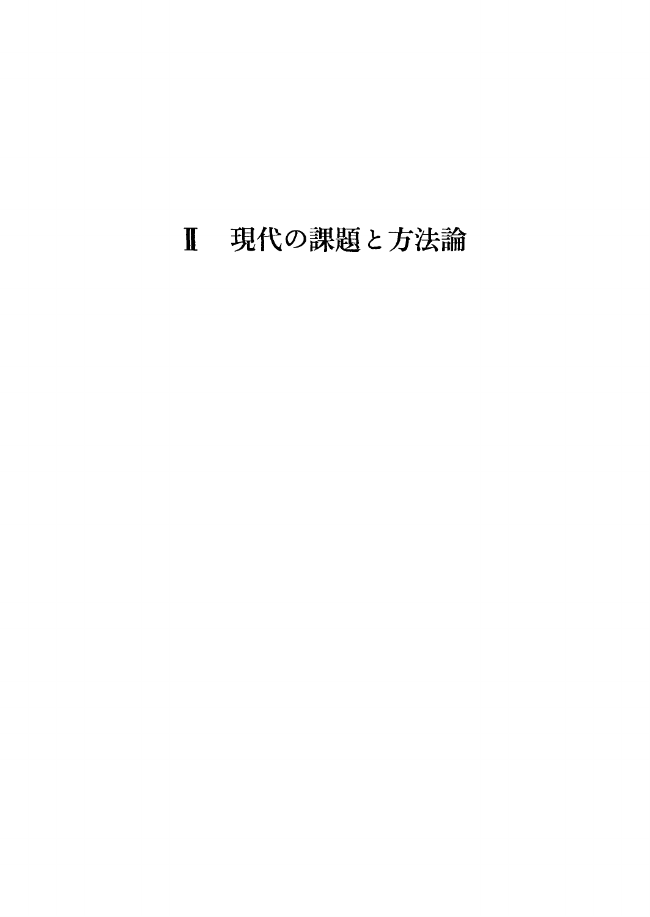# Ⅱ　現代の課題と方法論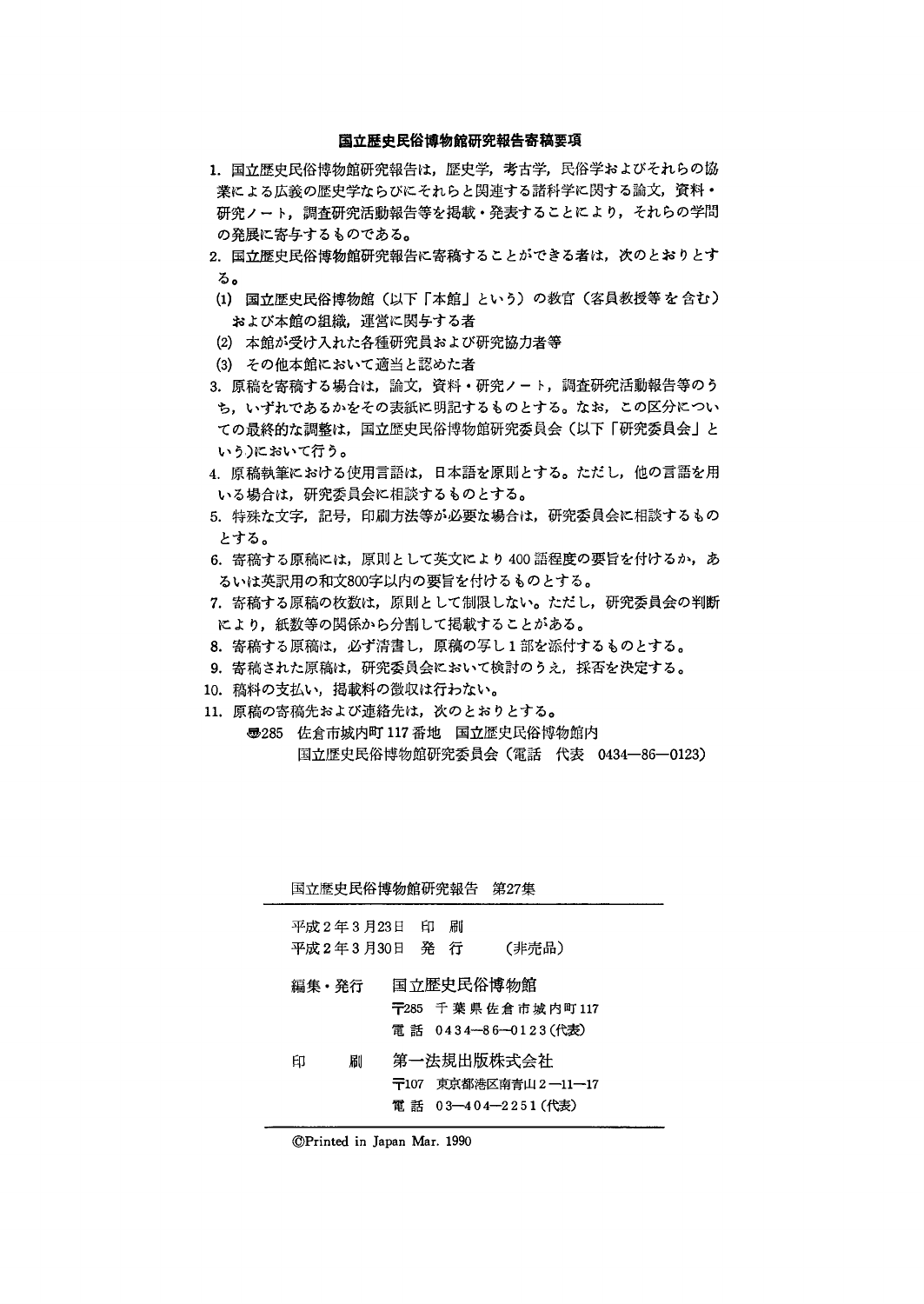## 国立歴史民俗博物館研究報告寄稿要項

1. 国立歴史民俗博物館研究報告は，歴史学，考古学，民俗学およびそれらの協業による広義の歴史学ならびにそれらと関連する諸科学に関する論文，資料・研究ノート，調査研究活動報告等を掲載・発表することにより，それらの学問の発展に寄与するものである。
2. 国立歴史民俗博物館研究報告に寄稿することができる者は，次のとおりとする。
   (1) 国立歴史民俗博物館（以下「本館」という）の教官（客員教授等を含む）および本館の組織，運営に関与する者
   (2) 本館が受け入れた各種研究員および研究協力者等
   (3) その他本館において適当と認めた者
3. 原稿を寄稿する場合は，論文，資料・研究ノート，調査研究活動報告等のうち，いずれであるかをその表紙に明記するものとする。なお，この区分についての最終的な調整は，国立歴史民俗博物館研究委員会（以下「研究委員会」という）において行う。
4. 原稿執筆における使用言語は，日本語を原則とする。ただし，他の言語を用いる場合は，研究委員会に相談するものとする。
5. 特殊な文字，記号，印刷方法等が必要な場合は，研究委員会に相談するものとする。
6. 寄稿する原稿には，原則として英文により400語程度の要旨を付けるか，あるいは英訳用の和文800字以内の要旨を付けるものとする。
7. 寄稿する原稿の枚数は，原則として制限しない。ただし，研究委員会の判断により，紙数等の関係から分割して掲載することがある。
8. 寄稿する原稿は，必ず清書し，原稿の写し1部を添付するものとする。
9. 寄稿された原稿は，研究委員会において検討のうえ，採否を決定する。
10. 稿料の支払い，掲載料の徴収は行わない。
11. 原稿の寄稿先および連絡先は，次のとおりとする。

    〒285 佐倉市城内町117番地 国立歴史民俗博物館内
    国立歴史民俗博物館研究委員会（電話 代表 0434—86—0123）

---

国立歴史民俗博物館研究報告 第27集

平成2年3月23日 印刷
平成2年3月30日 発行 （非売品）

編集・発行 国立歴史民俗博物館
〒285 千葉県佐倉市城内町117
電話 0434—86—0123（代表）

印刷 第一法規出版株式会社
〒107 東京都港区南青山2—11—17
電話 03—404—2251（代表）

©Printed in Japan Mar. 1990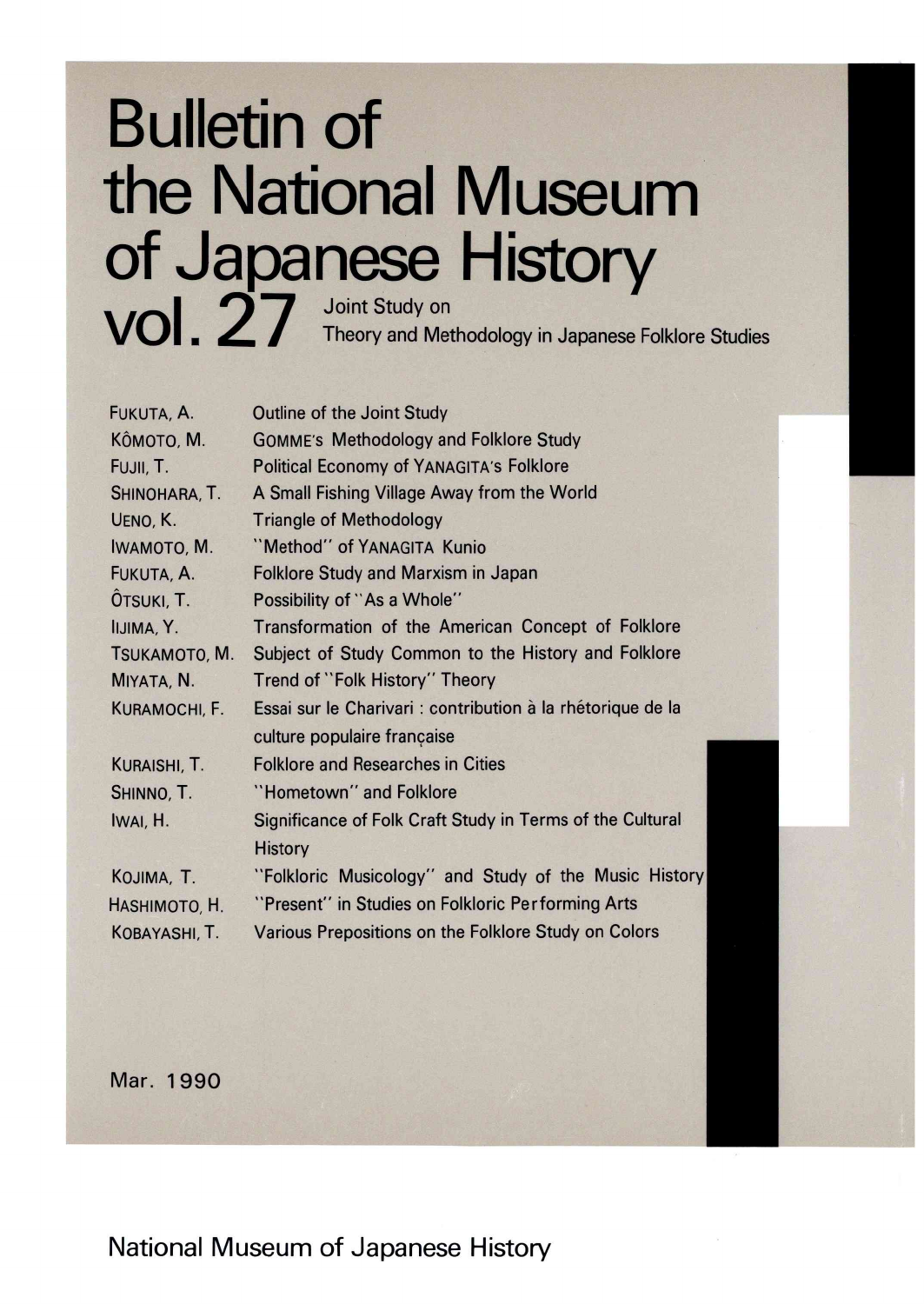# Bulletin of the National Museum of Japanese History

## vol. 27

Joint Study on Theory and Methodology in Japanese Folklore Studies

| | |
|---|---|
| FUKUTA, A. | Outline of the Joint Study |
| KÔMOTO, M. | GOMME'S Methodology and Folklore Study |
| FUJII, T. | Political Economy of YANAGITA'S Folklore |
| SHINOHARA, T. | A Small Fishing Village Away from the World |
| UENO, K. | Triangle of Methodology |
| IWAMOTO, M. | "Method" of YANAGITA Kunio |
| FUKUTA, A. | Folklore Study and Marxism in Japan |
| ÔTSUKI, T. | Possibility of "As a Whole" |
| IIJIMA, Y. | Transformation of the American Concept of Folklore |
| TSUKAMOTO, M. | Subject of Study Common to the History and Folklore |
| MIYATA, N. | Trend of "Folk History" Theory |
| KURAMOCHI, F. | Essai sur le Charivari : contribution à la rhétorique de la culture populaire française |
| KURAISHI, T. | Folklore and Researches in Cities |
| SHINNO, T. | "Hometown" and Folklore |
| IWAI, H. | Significance of Folk Craft Study in Terms of the Cultural History |
| KOJIMA, T. | "Folkloric Musicology" and Study of the Music History |
| HASHIMOTO, H. | "Present" in Studies on Folkloric Performing Arts |
| KOBAYASHI, T. | Various Prepositions on the Folklore Study on Colors |

Mar. 1990

National Museum of Japanese History